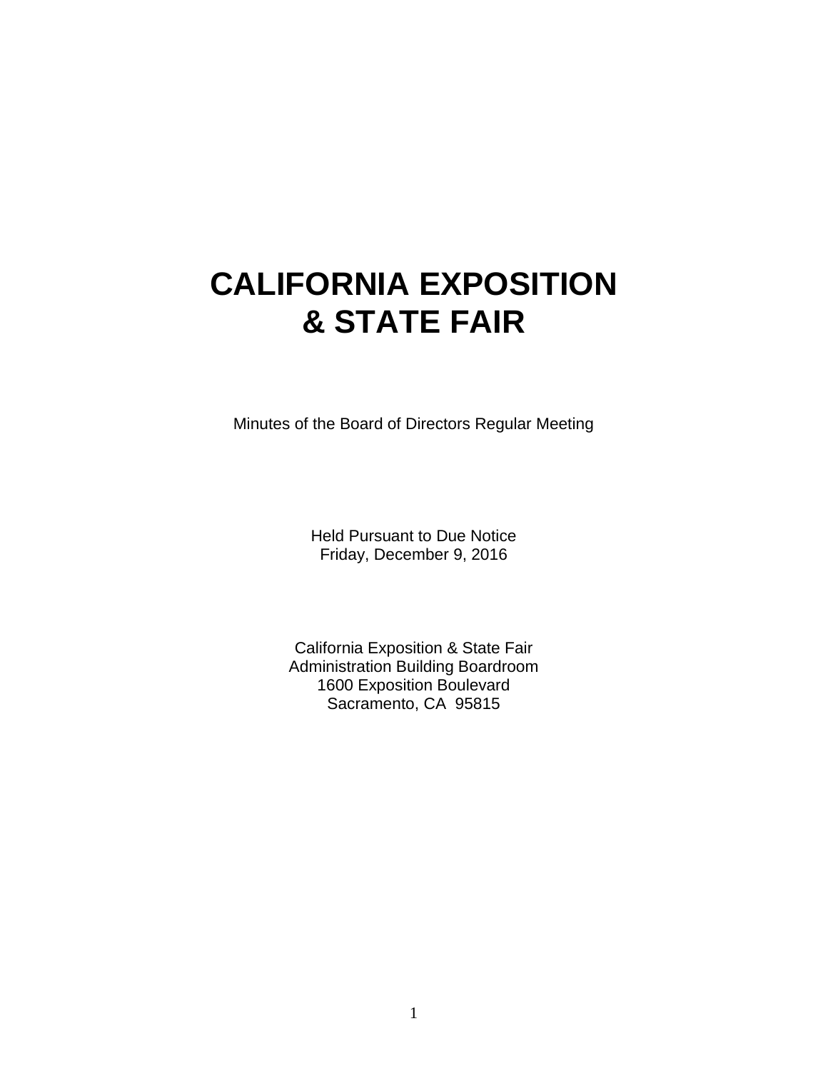# CALIFORNIA EXPOSITION & STATE FAIR

Minutes of the Board of Directors Regular Meeting

Held Pursuant to Due Notice
Friday, December 9, 2016

California Exposition & State Fair
Administration Building Boardroom
1600 Exposition Boulevard
Sacramento, CA 95815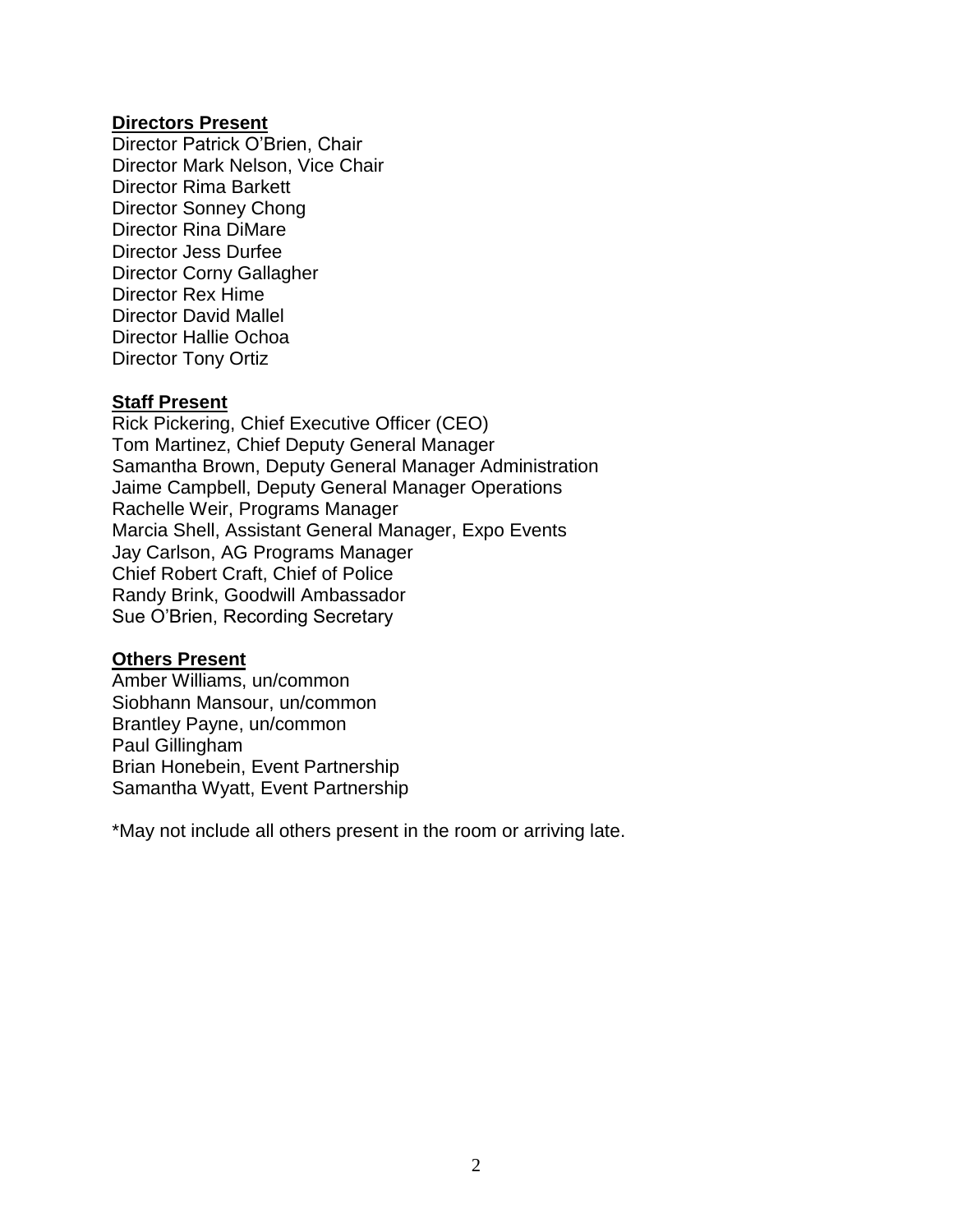**Directors Present**

Director Patrick O'Brien, Chair
Director Mark Nelson, Vice Chair
Director Rima Barkett
Director Sonney Chong
Director Rina DiMare
Director Jess Durfee
Director Corny Gallagher
Director Rex Hime
Director David Mallel
Director Hallie Ochoa
Director Tony Ortiz

**Staff Present**

Rick Pickering, Chief Executive Officer (CEO)
Tom Martinez, Chief Deputy General Manager
Samantha Brown, Deputy General Manager Administration
Jaime Campbell, Deputy General Manager Operations
Rachelle Weir, Programs Manager
Marcia Shell, Assistant General Manager, Expo Events
Jay Carlson, AG Programs Manager
Chief Robert Craft, Chief of Police
Randy Brink, Goodwill Ambassador
Sue O'Brien, Recording Secretary

**Others Present**

Amber Williams, un/common
Siobhann Mansour, un/common
Brantley Payne, un/common
Paul Gillingham
Brian Honebein, Event Partnership
Samantha Wyatt, Event Partnership

*May not include all others present in the room or arriving late.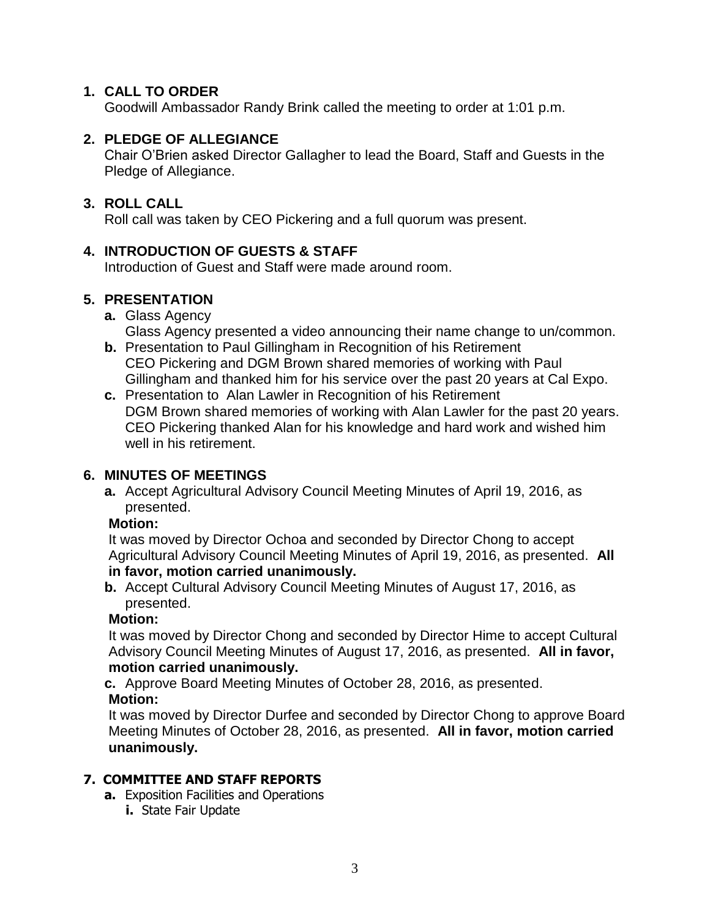1. **CALL TO ORDER**
   Goodwill Ambassador Randy Brink called the meeting to order at 1:01 p.m.

2. **PLEDGE OF ALLEGIANCE**
   Chair O'Brien asked Director Gallagher to lead the Board, Staff and Guests in the Pledge of Allegiance.

3. **ROLL CALL**
   Roll call was taken by CEO Pickering and a full quorum was present.

4. **INTRODUCTION OF GUESTS & STAFF**
   Introduction of Guest and Staff were made around room.

5. **PRESENTATION**
   - **a.** Glass Agency
     Glass Agency presented a video announcing their name change to un/common.
   - **b.** Presentation to Paul Gillingham in Recognition of his Retirement
     CEO Pickering and DGM Brown shared memories of working with Paul Gillingham and thanked him for his service over the past 20 years at Cal Expo.
   - **c.** Presentation to Alan Lawler in Recognition of his Retirement
     DGM Brown shared memories of working with Alan Lawler for the past 20 years. CEO Pickering thanked Alan for his knowledge and hard work and wished him well in his retirement.

6. **MINUTES OF MEETINGS**
   - **a.** Accept Agricultural Advisory Council Meeting Minutes of April 19, 2016, as presented.

     **Motion:**
     It was moved by Director Ochoa and seconded by Director Chong to accept Agricultural Advisory Council Meeting Minutes of April 19, 2016, as presented. **All in favor, motion carried unanimously.**
   - **b.** Accept Cultural Advisory Council Meeting Minutes of August 17, 2016, as presented.

     **Motion:**
     It was moved by Director Chong and seconded by Director Hime to accept Cultural Advisory Council Meeting Minutes of August 17, 2016, as presented. **All in favor, motion carried unanimously.**
   - **c.** Approve Board Meeting Minutes of October 28, 2016, as presented.

     **Motion:**
     It was moved by Director Durfee and seconded by Director Chong to approve Board Meeting Minutes of October 28, 2016, as presented. **All in favor, motion carried unanimously.**

7. **COMMITTEE AND STAFF REPORTS**
   - **a.** Exposition Facilities and Operations
     - **i.** State Fair Update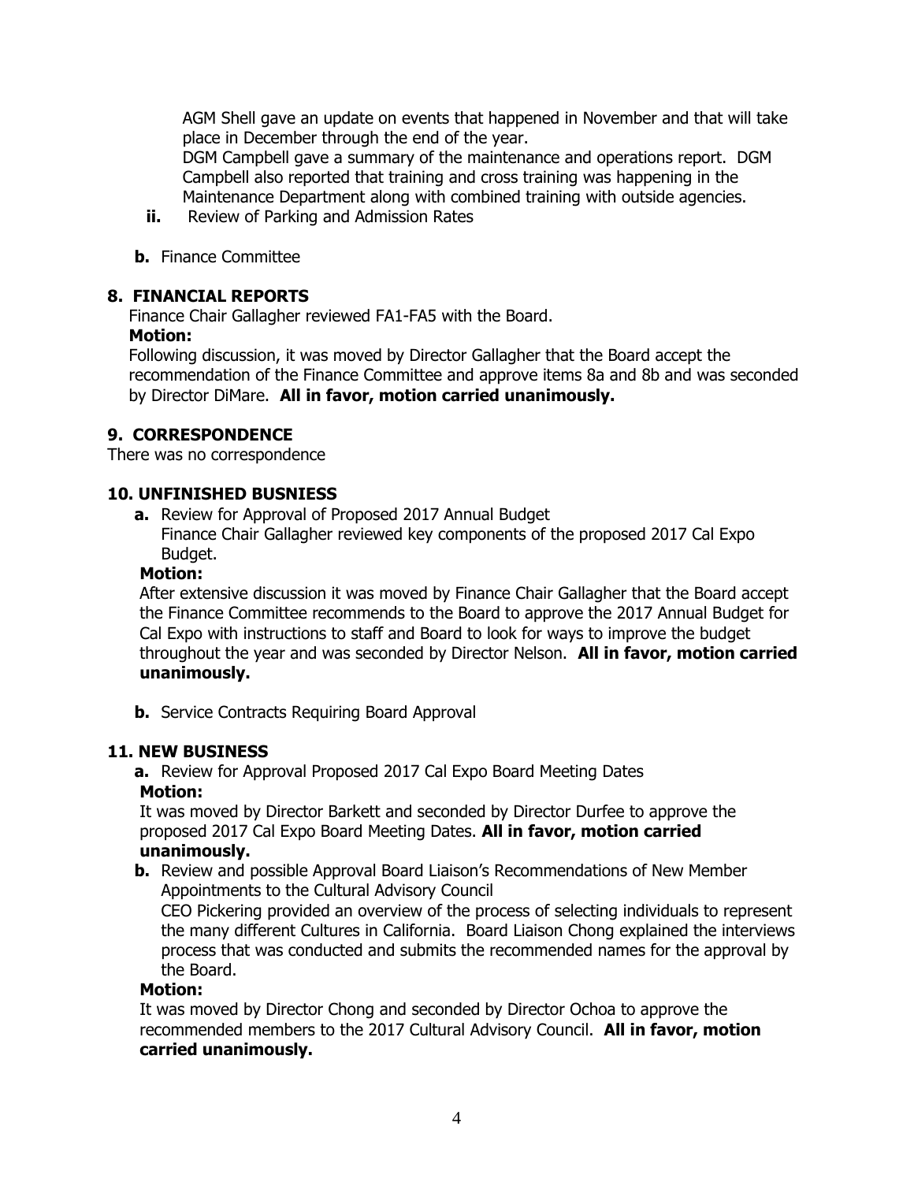AGM Shell gave an update on events that happened in November and that will take place in December through the end of the year.

DGM Campbell gave a summary of the maintenance and operations report. DGM Campbell also reported that training and cross training was happening in the Maintenance Department along with combined training with outside agencies.

**ii.** Review of Parking and Admission Rates

**b.** Finance Committee

## 8. FINANCIAL REPORTS

Finance Chair Gallagher reviewed FA1-FA5 with the Board.

**Motion:**

Following discussion, it was moved by Director Gallagher that the Board accept the recommendation of the Finance Committee and approve items 8a and 8b and was seconded by Director DiMare. **All in favor, motion carried unanimously.**

## 9. CORRESPONDENCE

There was no correspondence

## 10. UNFINISHED BUSNIESS

**a.** Review for Approval of Proposed 2017 Annual Budget

Finance Chair Gallagher reviewed key components of the proposed 2017 Cal Expo Budget.

**Motion:**

After extensive discussion it was moved by Finance Chair Gallagher that the Board accept the Finance Committee recommends to the Board to approve the 2017 Annual Budget for Cal Expo with instructions to staff and Board to look for ways to improve the budget throughout the year and was seconded by Director Nelson. **All in favor, motion carried unanimously.**

**b.** Service Contracts Requiring Board Approval

## 11. NEW BUSINESS

**a.** Review for Approval Proposed 2017 Cal Expo Board Meeting Dates

**Motion:**

It was moved by Director Barkett and seconded by Director Durfee to approve the proposed 2017 Cal Expo Board Meeting Dates. **All in favor, motion carried unanimously.**

**b.** Review and possible Approval Board Liaison's Recommendations of New Member Appointments to the Cultural Advisory Council

CEO Pickering provided an overview of the process of selecting individuals to represent the many different Cultures in California. Board Liaison Chong explained the interviews process that was conducted and submits the recommended names for the approval by the Board.

**Motion:**

It was moved by Director Chong and seconded by Director Ochoa to approve the recommended members to the 2017 Cultural Advisory Council. **All in favor, motion carried unanimously.**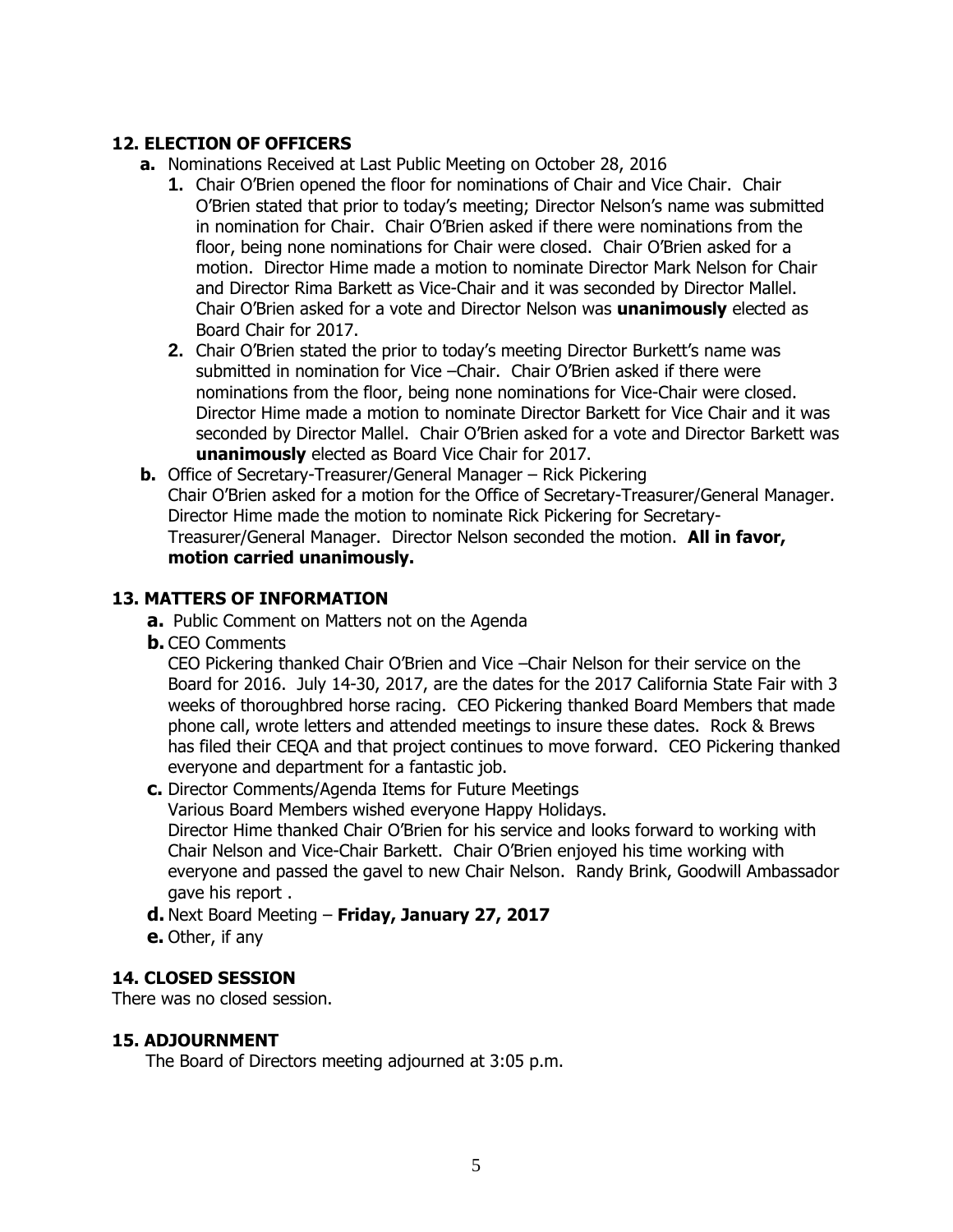## 12. ELECTION OF OFFICERS

**a.** Nominations Received at Last Public Meeting on October 28, 2016

1. Chair O'Brien opened the floor for nominations of Chair and Vice Chair. Chair O'Brien stated that prior to today's meeting; Director Nelson's name was submitted in nomination for Chair. Chair O'Brien asked if there were nominations from the floor, being none nominations for Chair were closed. Chair O'Brien asked for a motion. Director Hime made a motion to nominate Director Mark Nelson for Chair and Director Rima Barkett as Vice-Chair and it was seconded by Director Mallel. Chair O'Brien asked for a vote and Director Nelson was **unanimously** elected as Board Chair for 2017.
2. Chair O'Brien stated the prior to today's meeting Director Burkett's name was submitted in nomination for Vice –Chair. Chair O'Brien asked if there were nominations from the floor, being none nominations for Vice-Chair were closed. Director Hime made a motion to nominate Director Barkett for Vice Chair and it was seconded by Director Mallel. Chair O'Brien asked for a vote and Director Barkett was **unanimously** elected as Board Vice Chair for 2017.

**b.** Office of Secretary-Treasurer/General Manager – Rick Pickering
Chair O'Brien asked for a motion for the Office of Secretary-Treasurer/General Manager. Director Hime made the motion to nominate Rick Pickering for Secretary-Treasurer/General Manager. Director Nelson seconded the motion. **All in favor, motion carried unanimously.**

## 13. MATTERS OF INFORMATION

**a.** Public Comment on Matters not on the Agenda

**b.** CEO Comments
CEO Pickering thanked Chair O'Brien and Vice –Chair Nelson for their service on the Board for 2016. July 14-30, 2017, are the dates for the 2017 California State Fair with 3 weeks of thoroughbred horse racing. CEO Pickering thanked Board Members that made phone call, wrote letters and attended meetings to insure these dates. Rock & Brews has filed their CEQA and that project continues to move forward. CEO Pickering thanked everyone and department for a fantastic job.

**c.** Director Comments/Agenda Items for Future Meetings
Various Board Members wished everyone Happy Holidays.
Director Hime thanked Chair O'Brien for his service and looks forward to working with Chair Nelson and Vice-Chair Barkett. Chair O'Brien enjoyed his time working with everyone and passed the gavel to new Chair Nelson. Randy Brink, Goodwill Ambassador gave his report .

**d.** Next Board Meeting – **Friday, January 27, 2017**

**e.** Other, if any

## 14. CLOSED SESSION

There was no closed session.

## 15. ADJOURNMENT

The Board of Directors meeting adjourned at 3:05 p.m.